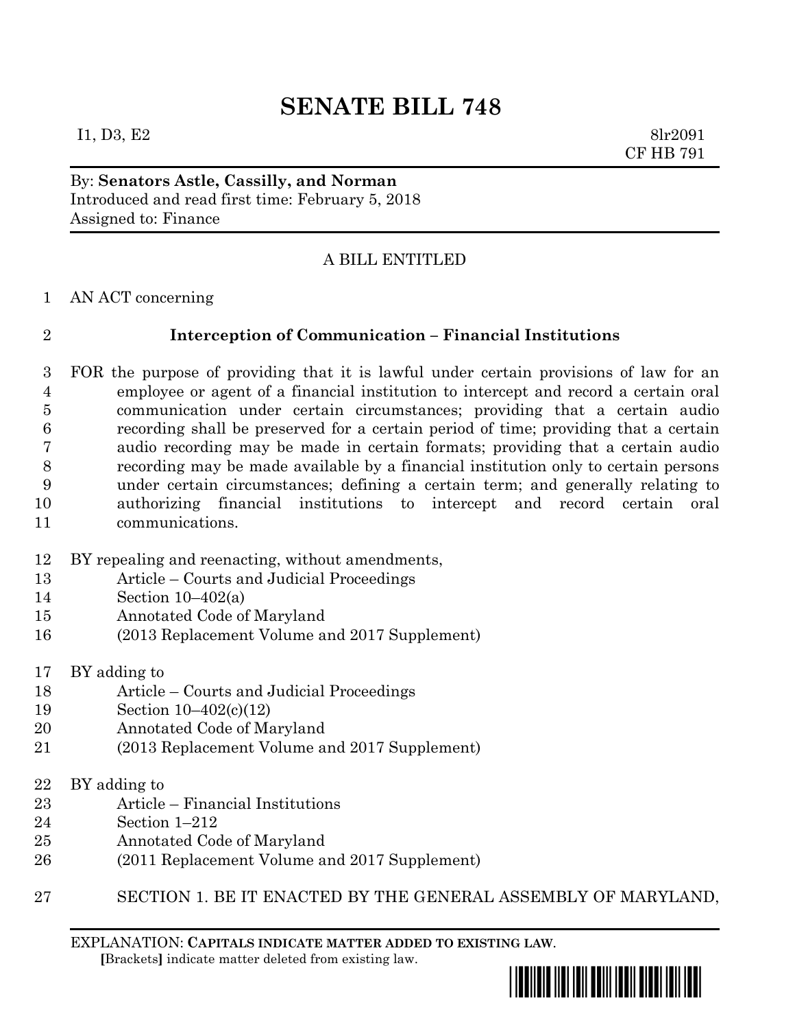# SENATE BILL 748

I1, D3, E2 8lr2091
CF HB 791

By: **Senators Astle, Cassilly, and Norman**
Introduced and read first time: February 5, 2018
Assigned to: Finance

A BILL ENTITLED

1 AN ACT concerning

2 **Interception of Communication – Financial Institutions**

3 FOR the purpose of providing that it is lawful under certain provisions of law for an
4 employee or agent of a financial institution to intercept and record a certain oral
5 communication under certain circumstances; providing that a certain audio
6 recording shall be preserved for a certain period of time; providing that a certain
7 audio recording may be made in certain formats; providing that a certain audio
8 recording may be made available by a financial institution only to certain persons
9 under certain circumstances; defining a certain term; and generally relating to
10 authorizing financial institutions to intercept and record certain oral
11 communications.

12 BY repealing and reenacting, without amendments,
13 Article – Courts and Judicial Proceedings
14 Section 10–402(a)
15 Annotated Code of Maryland
16 (2013 Replacement Volume and 2017 Supplement)

17 BY adding to
18 Article – Courts and Judicial Proceedings
19 Section 10–402(c)(12)
20 Annotated Code of Maryland
21 (2013 Replacement Volume and 2017 Supplement)

22 BY adding to
23 Article – Financial Institutions
24 Section 1–212
25 Annotated Code of Maryland
26 (2011 Replacement Volume and 2017 Supplement)

27 SECTION 1. BE IT ENACTED BY THE GENERAL ASSEMBLY OF MARYLAND,

EXPLANATION: **CAPITALS INDICATE MATTER ADDED TO EXISTING LAW**.
**[**Brackets**]** indicate matter deleted from existing law.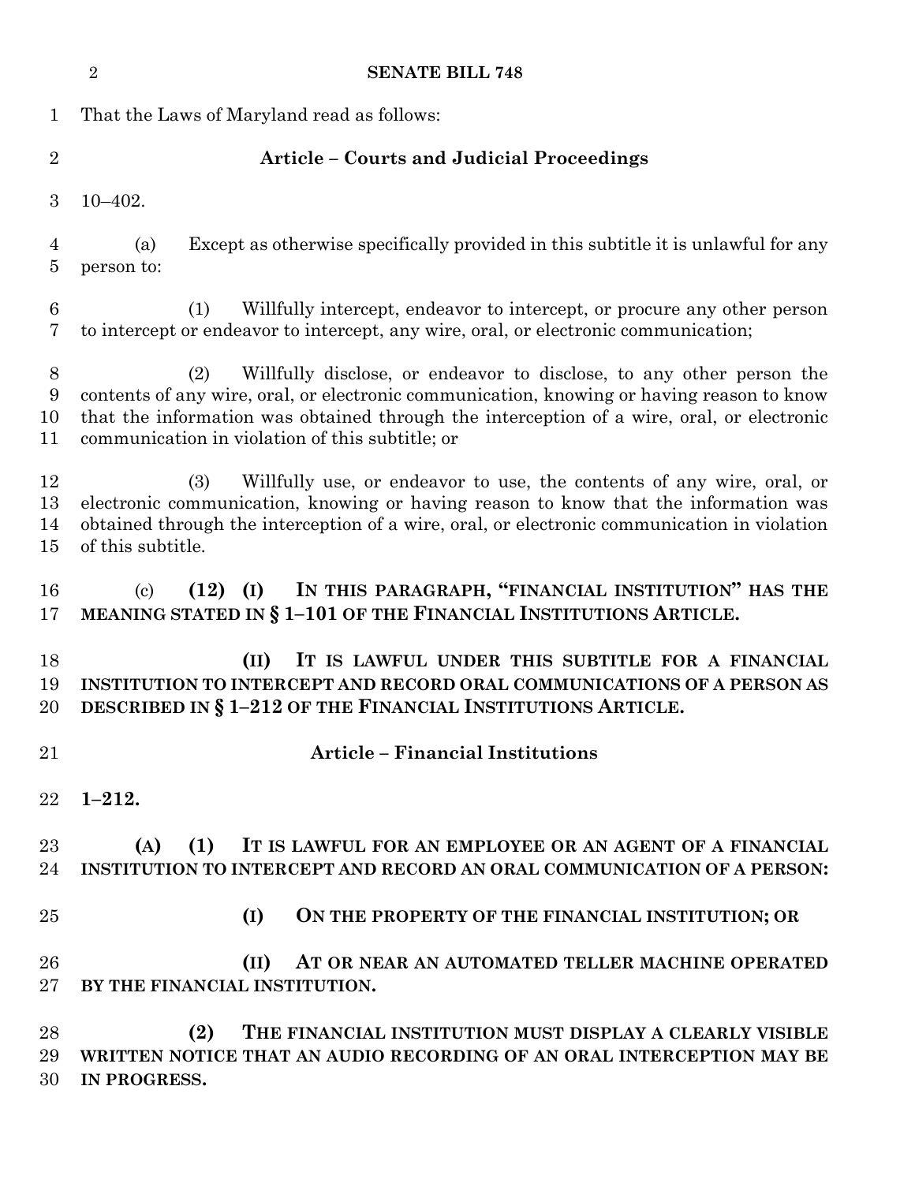That the Laws of Maryland read as follows:

**Article – Courts and Judicial Proceedings**

10–402.

(a) Except as otherwise specifically provided in this subtitle it is unlawful for any person to:

(1) Willfully intercept, endeavor to intercept, or procure any other person to intercept or endeavor to intercept, any wire, oral, or electronic communication;

(2) Willfully disclose, or endeavor to disclose, to any other person the contents of any wire, oral, or electronic communication, knowing or having reason to know that the information was obtained through the interception of a wire, oral, or electronic communication in violation of this subtitle; or

(3) Willfully use, or endeavor to use, the contents of any wire, oral, or electronic communication, knowing or having reason to know that the information was obtained through the interception of a wire, oral, or electronic communication in violation of this subtitle.

(c) **(12) (I) IN THIS PARAGRAPH, "FINANCIAL INSTITUTION" HAS THE MEANING STATED IN § 1–101 OF THE FINANCIAL INSTITUTIONS ARTICLE.**

**(II) IT IS LAWFUL UNDER THIS SUBTITLE FOR A FINANCIAL INSTITUTION TO INTERCEPT AND RECORD ORAL COMMUNICATIONS OF A PERSON AS DESCRIBED IN § 1–212 OF THE FINANCIAL INSTITUTIONS ARTICLE.**

**Article – Financial Institutions**

**1–212.**

**(A) (1) IT IS LAWFUL FOR AN EMPLOYEE OR AN AGENT OF A FINANCIAL INSTITUTION TO INTERCEPT AND RECORD AN ORAL COMMUNICATION OF A PERSON:**

**(I) ON THE PROPERTY OF THE FINANCIAL INSTITUTION; OR**

**(II) AT OR NEAR AN AUTOMATED TELLER MACHINE OPERATED BY THE FINANCIAL INSTITUTION.**

**(2) THE FINANCIAL INSTITUTION MUST DISPLAY A CLEARLY VISIBLE WRITTEN NOTICE THAT AN AUDIO RECORDING OF AN ORAL INTERCEPTION MAY BE IN PROGRESS.**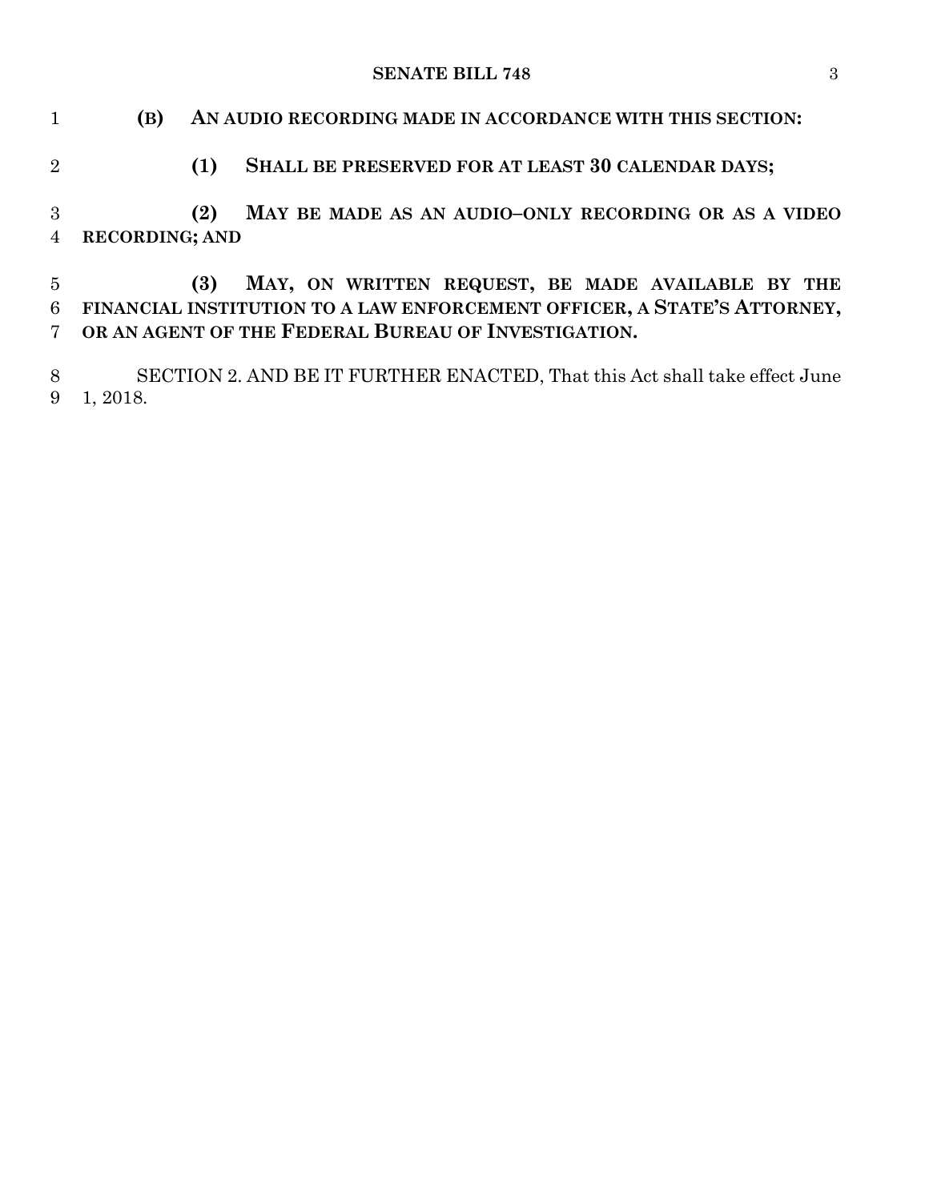**(B) AN AUDIO RECORDING MADE IN ACCORDANCE WITH THIS SECTION:**

**(1) SHALL BE PRESERVED FOR AT LEAST 30 CALENDAR DAYS;**

**(2) MAY BE MADE AS AN AUDIO–ONLY RECORDING OR AS A VIDEO RECORDING; AND**

**(3) MAY, ON WRITTEN REQUEST, BE MADE AVAILABLE BY THE FINANCIAL INSTITUTION TO A LAW ENFORCEMENT OFFICER, A STATE'S ATTORNEY, OR AN AGENT OF THE FEDERAL BUREAU OF INVESTIGATION.**

SECTION 2. AND BE IT FURTHER ENACTED, That this Act shall take effect June 1, 2018.